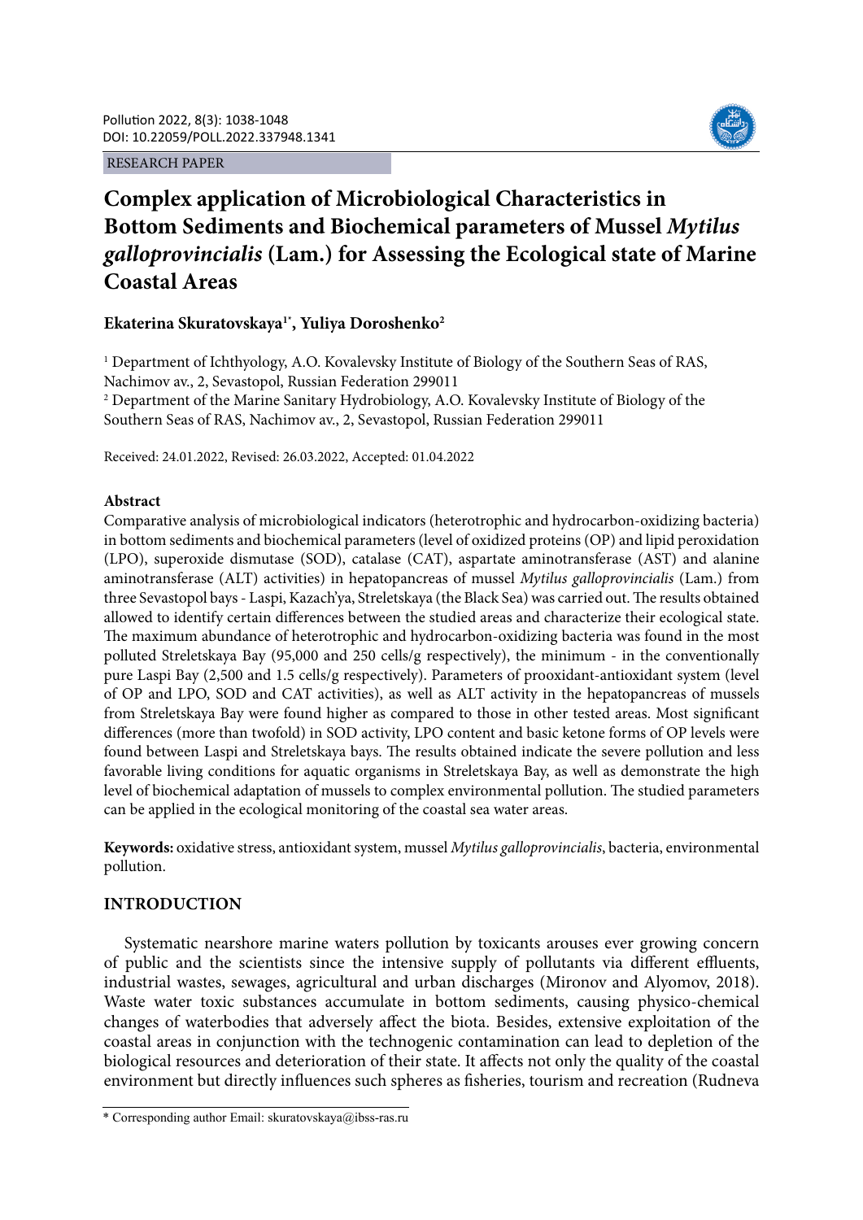RESEARCH PAPER

# Complex application of Microbiological Characteristics in Bottom Sediments and Biochemical parameters of Mussel *Mytilus galloprovincialis* (Lam.) for Assessing the Ecological state of Marine Coastal Areas

**Ekaterina Skuratovskaya[1*], Yuliya Doroshenko[2]**

[1] Department of Ichthyology, A.O. Kovalevsky Institute of Biology of the Southern Seas of RAS, Nachimov av., 2, Sevastopol, Russian Federation 299011

[2] Department of the Marine Sanitary Hydrobiology, A.O. Kovalevsky Institute of Biology of the Southern Seas of RAS, Nachimov av., 2, Sevastopol, Russian Federation 299011

Received: 24.01.2022, Revised: 26.03.2022, Accepted: 01.04.2022

## Abstract

Comparative analysis of microbiological indicators (heterotrophic and hydrocarbon-oxidizing bacteria) in bottom sediments and biochemical parameters (level of oxidized proteins (OP) and lipid peroxidation (LPO), superoxide dismutase (SOD), catalase (CAT), aspartate aminotransferase (AST) and alanine aminotransferase (ALT) activities) in hepatopancreas of mussel *Mytilus galloprovincialis* (Lam.) from three Sevastopol bays - Laspi, Kazach'ya, Streletskaya (the Black Sea) was carried out. The results obtained allowed to identify certain differences between the studied areas and characterize their ecological state. The maximum abundance of heterotrophic and hydrocarbon-oxidizing bacteria was found in the most polluted Streletskaya Bay (95,000 and 250 cells/g respectively), the minimum - in the conventionally pure Laspi Bay (2,500 and 1.5 cells/g respectively). Parameters of prooxidant-antioxidant system (level of OP and LPO, SOD and CAT activities), as well as ALT activity in the hepatopancreas of mussels from Streletskaya Bay were found higher as compared to those in other tested areas. Most significant differences (more than twofold) in SOD activity, LPO content and basic ketone forms of OP levels were found between Laspi and Streletskaya bays. The results obtained indicate the severe pollution and less favorable living conditions for aquatic organisms in Streletskaya Bay, as well as demonstrate the high level of biochemical adaptation of mussels to complex environmental pollution. The studied parameters can be applied in the ecological monitoring of the coastal sea water areas.

**Keywords:** oxidative stress, antioxidant system, mussel *Mytilus galloprovincialis*, bacteria, environmental pollution.

## INTRODUCTION

Systematic nearshore marine waters pollution by toxicants arouses ever growing concern of public and the scientists since the intensive supply of pollutants via different effluents, industrial wastes, sewages, agricultural and urban discharges (Mironov and Alyomov, 2018). Waste water toxic substances accumulate in bottom sediments, causing physico-chemical changes of waterbodies that adversely affect the biota. Besides, extensive exploitation of the coastal areas in conjunction with the technogenic contamination can lead to depletion of the biological resources and deterioration of their state. It affects not only the quality of the coastal environment but directly influences such spheres as fisheries, tourism and recreation (Rudneva

* Corresponding author Email: skuratovskaya@ibss-ras.ru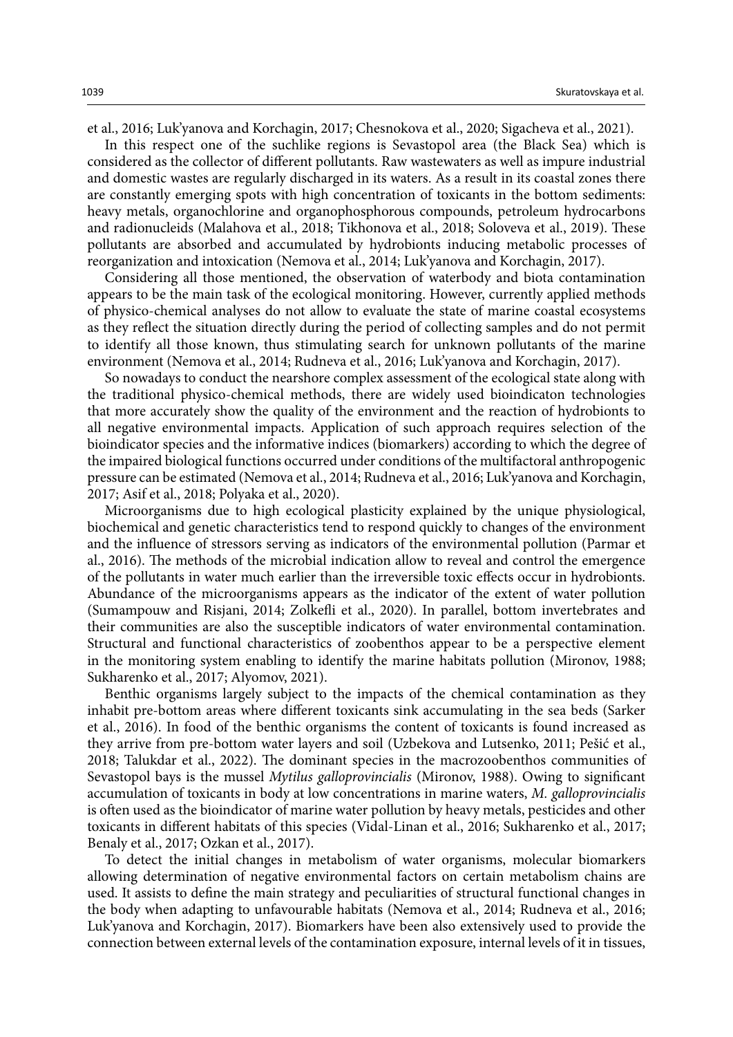et al., 2016; Luk'yanova and Korchagin, 2017; Chesnokova et al., 2020; Sigacheva et al., 2021).

In this respect one of the suchlike regions is Sevastopol area (the Black Sea) which is considered as the collector of different pollutants. Raw wastewaters as well as impure industrial and domestic wastes are regularly discharged in its waters. As a result in its coastal zones there are constantly emerging spots with high concentration of toxicants in the bottom sediments: heavy metals, organochlorine and organophosphorous compounds, petroleum hydrocarbons and radionucleids (Malahova et al., 2018; Tikhonova et al., 2018; Soloveva et al., 2019). These pollutants are absorbed and accumulated by hydrobionts inducing metabolic processes of reorganization and intoxication (Nemova et al., 2014; Luk'yanova and Korchagin, 2017).

Considering all those mentioned, the observation of waterbody and biota contamination appears to be the main task of the ecological monitoring. However, currently applied methods of physico-chemical analyses do not allow to evaluate the state of marine coastal ecosystems as they reflect the situation directly during the period of collecting samples and do not permit to identify all those known, thus stimulating search for unknown pollutants of the marine environment (Nemova et al., 2014; Rudneva et al., 2016; Luk'yanova and Korchagin, 2017).

So nowadays to conduct the nearshore complex assessment of the ecological state along with the traditional physico-chemical methods, there are widely used bioindicaton technologies that more accurately show the quality of the environment and the reaction of hydrobionts to all negative environmental impacts. Application of such approach requires selection of the bioindicator species and the informative indices (biomarkers) according to which the degree of the impaired biological functions occurred under conditions of the multifactoral anthropogenic pressure can be estimated (Nemova et al., 2014; Rudneva et al., 2016; Luk'yanova and Korchagin, 2017; Asif et al., 2018; Polyaka et al., 2020).

Microorganisms due to high ecological plasticity explained by the unique physiological, biochemical and genetic characteristics tend to respond quickly to changes of the environment and the influence of stressors serving as indicators of the environmental pollution (Parmar et al., 2016). The methods of the microbial indication allow to reveal and control the emergence of the pollutants in water much earlier than the irreversible toxic effects occur in hydrobionts. Abundance of the microorganisms appears as the indicator of the extent of water pollution (Sumampouw and Risjani, 2014; Zolkefli et al., 2020). In parallel, bottom invertebrates and their communities are also the susceptible indicators of water environmental contamination. Structural and functional characteristics of zoobenthos appear to be a perspective element in the monitoring system enabling to identify the marine habitats pollution (Mironov, 1988; Sukharenko et al., 2017; Alyomov, 2021).

Benthic organisms largely subject to the impacts of the chemical contamination as they inhabit pre-bottom areas where different toxicants sink accumulating in the sea beds (Sarker et al., 2016). In food of the benthic organisms the content of toxicants is found increased as they arrive from pre-bottom water layers and soil (Uzbekova and Lutsenko, 2011; Pešić et al., 2018; Talukdar et al., 2022). The dominant species in the macrozoobenthos communities of Sevastopol bays is the mussel *Mytilus galloprovincialis* (Mironov, 1988). Owing to significant accumulation of toxicants in body at low concentrations in marine waters, *M. galloprovincialis* is often used as the bioindicator of marine water pollution by heavy metals, pesticides and other toxicants in different habitats of this species (Vidal-Linan et al., 2016; Sukharenko et al., 2017; Benaly et al., 2017; Ozkan et al., 2017).

To detect the initial changes in metabolism of water organisms, molecular biomarkers allowing determination of negative environmental factors on certain metabolism chains are used. It assists to define the main strategy and peculiarities of structural functional changes in the body when adapting to unfavourable habitats (Nemova et al., 2014; Rudneva et al., 2016; Luk'yanova and Korchagin, 2017). Biomarkers have been also extensively used to provide the connection between external levels of the contamination exposure, internal levels of it in tissues,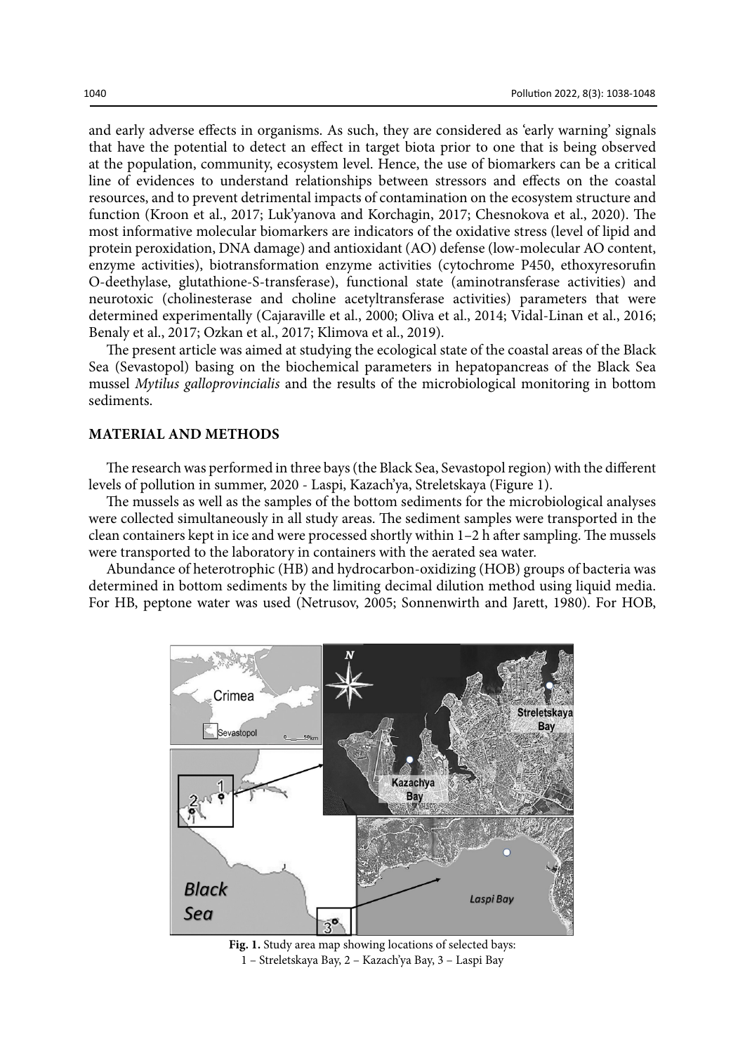and early adverse effects in organisms. As such, they are considered as 'early warning' signals that have the potential to detect an effect in target biota prior to one that is being observed at the population, community, ecosystem level. Hence, the use of biomarkers can be a critical line of evidences to understand relationships between stressors and effects on the coastal resources, and to prevent detrimental impacts of contamination on the ecosystem structure and function (Kroon et al., 2017; Luk'yanova and Korchagin, 2017; Chesnokova et al., 2020). The most informative molecular biomarkers are indicators of the oxidative stress (level of lipid and protein peroxidation, DNA damage) and antioxidant (AO) defense (low-molecular AO content, enzyme activities), biotransformation enzyme activities (cytochrome P450, ethoxyresorufin O-deethylase, glutathione-S-transferase), functional state (aminotransferase activities) and neurotoxic (cholinesterase and choline acetyltransferase activities) parameters that were determined experimentally (Cajaraville et al., 2000; Oliva et al., 2014; Vidal-Linan et al., 2016; Benaly et al., 2017; Ozkan et al., 2017; Klimova et al., 2019).

The present article was aimed at studying the ecological state of the coastal areas of the Black Sea (Sevastopol) basing on the biochemical parameters in hepatopancreas of the Black Sea mussel *Mytilus galloprovincialis* and the results of the microbiological monitoring in bottom sediments.

## MATERIAL AND METHODS

The research was performed in three bays (the Black Sea, Sevastopol region) with the different levels of pollution in summer, 2020 - Laspi, Kazach'ya, Streletskaya (Figure 1).

The mussels as well as the samples of the bottom sediments for the microbiological analyses were collected simultaneously in all study areas. The sediment samples were transported in the clean containers kept in ice and were processed shortly within 1–2 h after sampling. The mussels were transported to the laboratory in containers with the aerated sea water.

Abundance of heterotrophic (HB) and hydrocarbon-oxidizing (HOB) groups of bacteria was determined in bottom sediments by the limiting decimal dilution method using liquid media. For HB, peptone water was used (Netrusov, 2005; Sonnenwirth and Jarett, 1980). For HOB,

**Fig. 1.** Study area map showing locations of selected bays:
1 – Streletskaya Bay, 2 – Kazach'ya Bay, 3 – Laspi Bay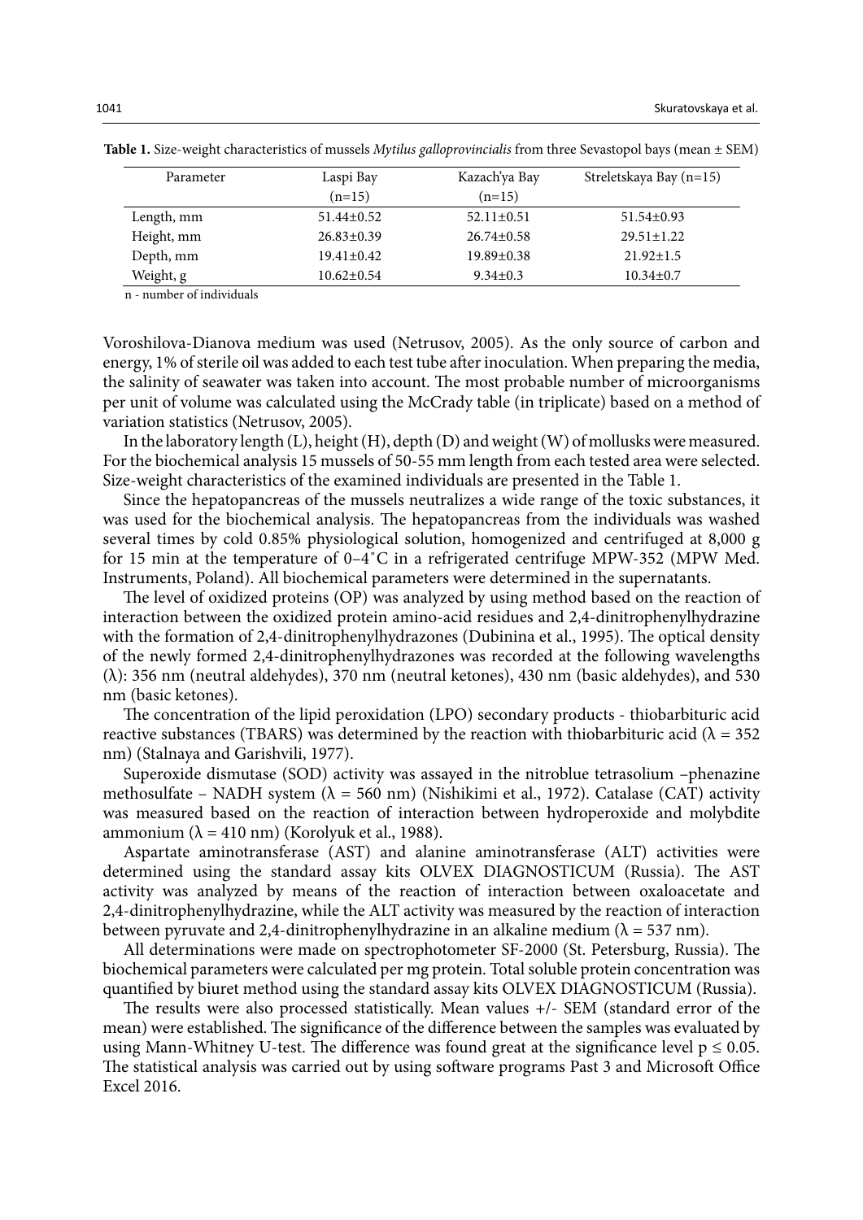**Table 1.** Size-weight characteristics of mussels *Mytilus galloprovincialis* from three Sevastopol bays (mean ± SEM)

| Parameter | Laspi Bay (n=15) | Kazach'ya Bay (n=15) | Streletskaya Bay (n=15) |
|---|---|---|---|
| Length, mm | 51.44±0.52 | 52.11±0.51 | 51.54±0.93 |
| Height, mm | 26.83±0.39 | 26.74±0.58 | 29.51±1.22 |
| Depth, mm | 19.41±0.42 | 19.89±0.38 | 21.92±1.5 |
| Weight, g | 10.62±0.54 | 9.34±0.3 | 10.34±0.7 |

n - number of individuals

Voroshilova-Dianova medium was used (Netrusov, 2005). As the only source of carbon and energy, 1% of sterile oil was added to each test tube after inoculation. When preparing the media, the salinity of seawater was taken into account. The most probable number of microorganisms per unit of volume was calculated using the McCrady table (in triplicate) based on a method of variation statistics (Netrusov, 2005).

In the laboratory length (L), height (H), depth (D) and weight (W) of mollusks were measured. For the biochemical analysis 15 mussels of 50-55 mm length from each tested area were selected. Size-weight characteristics of the examined individuals are presented in the Table 1.

Since the hepatopancreas of the mussels neutralizes a wide range of the toxic substances, it was used for the biochemical analysis. The hepatopancreas from the individuals was washed several times by cold 0.85% physiological solution, homogenized and centrifuged at 8,000 g for 15 min at the temperature of 0–4˚C in a refrigerated centrifuge MPW-352 (MPW Med. Instruments, Poland). All biochemical parameters were determined in the supernatants.

The level of oxidized proteins (OP) was analyzed by using method based on the reaction of interaction between the oxidized protein amino-acid residues and 2,4-dinitrophenylhydrazine with the formation of 2,4-dinitrophenylhydrazones (Dubinina et al., 1995). The optical density of the newly formed 2,4-dinitrophenylhydrazones was recorded at the following wavelengths (λ): 356 nm (neutral aldehydes), 370 nm (neutral ketones), 430 nm (basic aldehydes), and 530 nm (basic ketones).

The concentration of the lipid peroxidation (LPO) secondary products - thiobarbituric acid reactive substances (TBARS) was determined by the reaction with thiobarbituric acid (λ = 352 nm) (Stalnaya and Garishvili, 1977).

Superoxide dismutase (SOD) activity was assayed in the nitroblue tetrasolium –phenazine methosulfate – NADH system (λ = 560 nm) (Nishikimi et al., 1972). Catalase (CAT) activity was measured based on the reaction of interaction between hydroperoxide and molybdite ammonium (λ = 410 nm) (Korolyuk et al., 1988).

Aspartate aminotransferase (AST) and alanine aminotransferase (ALT) activities were determined using the standard assay kits OLVEX DIAGNOSTICUM (Russia). The AST activity was analyzed by means of the reaction of interaction between oxaloacetate and 2,4-dinitrophenylhydrazine, while the ALT activity was measured by the reaction of interaction between pyruvate and 2,4-dinitrophenylhydrazine in an alkaline medium (λ = 537 nm).

All determinations were made on spectrophotometer SF-2000 (St. Petersburg, Russia). The biochemical parameters were calculated per mg protein. Total soluble protein concentration was quantified by biuret method using the standard assay kits OLVEX DIAGNOSTICUM (Russia).

The results were also processed statistically. Mean values +/- SEM (standard error of the mean) were established. The significance of the difference between the samples was evaluated by using Mann-Whitney U-test. The difference was found great at the significance level $p \leq 0.05$. The statistical analysis was carried out by using software programs Past 3 and Microsoft Office Excel 2016.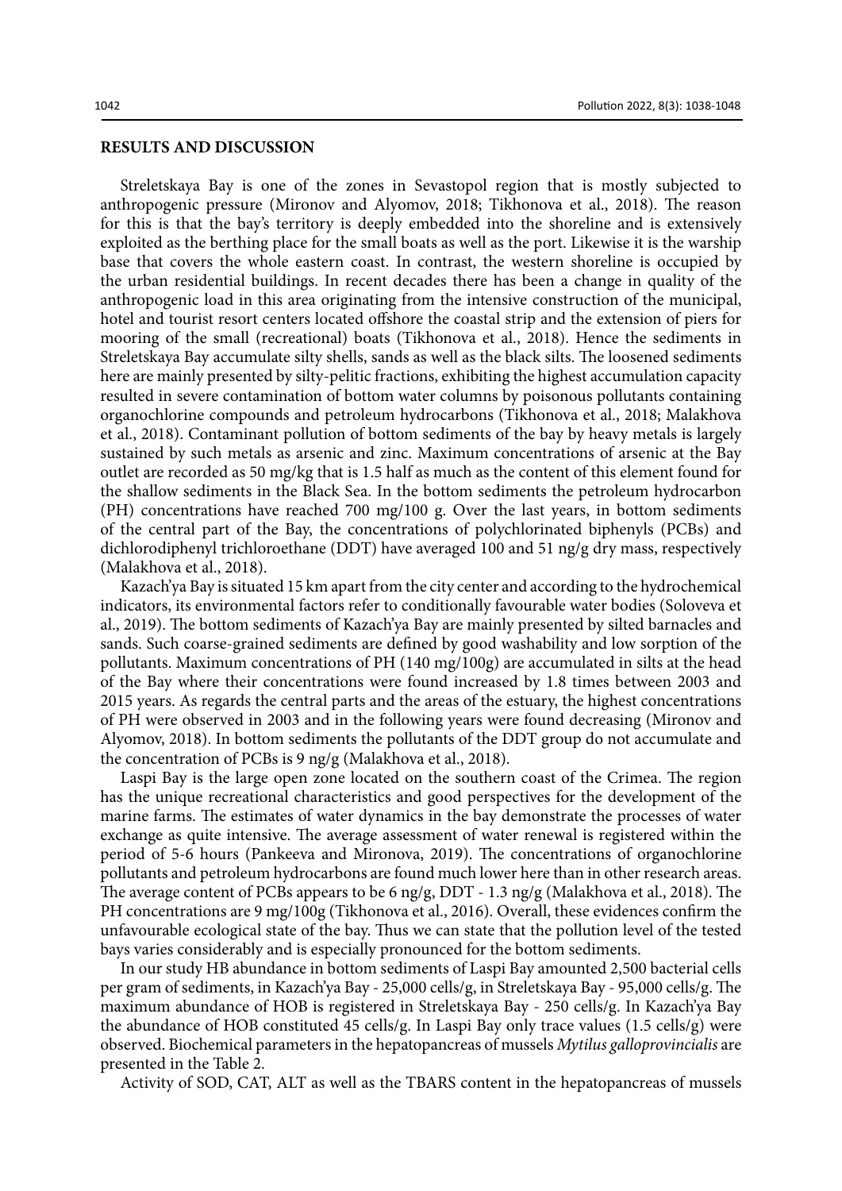## RESULTS AND DISCUSSION

Streletskaya Bay is one of the zones in Sevastopol region that is mostly subjected to anthropogenic pressure (Mironov and Alyomov, 2018; Tikhonova et al., 2018). The reason for this is that the bay's territory is deeply embedded into the shoreline and is extensively exploited as the berthing place for the small boats as well as the port. Likewise it is the warship base that covers the whole eastern coast. In contrast, the western shoreline is occupied by the urban residential buildings. In recent decades there has been a change in quality of the anthropogenic load in this area originating from the intensive construction of the municipal, hotel and tourist resort centers located offshore the coastal strip and the extension of piers for mooring of the small (recreational) boats (Tikhonova et al., 2018). Hence the sediments in Streletskaya Bay accumulate silty shells, sands as well as the black silts. The loosened sediments here are mainly presented by silty-pelitic fractions, exhibiting the highest accumulation capacity resulted in severe contamination of bottom water columns by poisonous pollutants containing organochlorine compounds and petroleum hydrocarbons (Tikhonova et al., 2018; Malakhova et al., 2018). Contaminant pollution of bottom sediments of the bay by heavy metals is largely sustained by such metals as arsenic and zinc. Maximum concentrations of arsenic at the Bay outlet are recorded as 50 mg/kg that is 1.5 half as much as the content of this element found for the shallow sediments in the Black Sea. In the bottom sediments the petroleum hydrocarbon (PH) concentrations have reached 700 mg/100 g. Over the last years, in bottom sediments of the central part of the Bay, the concentrations of polychlorinated biphenyls (PCBs) and dichlorodiphenyl trichloroethane (DDT) have averaged 100 and 51 ng/g dry mass, respectively (Malakhova et al., 2018).

Kazach'ya Bay is situated 15 km apart from the city center and according to the hydrochemical indicators, its environmental factors refer to conditionally favourable water bodies (Soloveva et al., 2019). The bottom sediments of Kazach'ya Bay are mainly presented by silted barnacles and sands. Such coarse-grained sediments are defined by good washability and low sorption of the pollutants. Maximum concentrations of PH (140 mg/100g) are accumulated in silts at the head of the Bay where their concentrations were found increased by 1.8 times between 2003 and 2015 years. As regards the central parts and the areas of the estuary, the highest concentrations of PH were observed in 2003 and in the following years were found decreasing (Mironov and Alyomov, 2018). In bottom sediments the pollutants of the DDT group do not accumulate and the concentration of PCBs is 9 ng/g (Malakhova et al., 2018).

Laspi Bay is the large open zone located on the southern coast of the Crimea. The region has the unique recreational characteristics and good perspectives for the development of the marine farms. The estimates of water dynamics in the bay demonstrate the processes of water exchange as quite intensive. The average assessment of water renewal is registered within the period of 5-6 hours (Pankeeva and Mironova, 2019). The concentrations of organochlorine pollutants and petroleum hydrocarbons are found much lower here than in other research areas. The average content of PCBs appears to be 6 ng/g, DDT - 1.3 ng/g (Malakhova et al., 2018). The PH concentrations are 9 mg/100g (Tikhonova et al., 2016). Overall, these evidences confirm the unfavourable ecological state of the bay. Thus we can state that the pollution level of the tested bays varies considerably and is especially pronounced for the bottom sediments.

In our study HB abundance in bottom sediments of Laspi Bay amounted 2,500 bacterial cells per gram of sediments, in Kazach'ya Bay - 25,000 cells/g, in Streletskaya Bay - 95,000 cells/g. The maximum abundance of HOB is registered in Streletskaya Bay - 250 cells/g. In Kazach'ya Bay the abundance of HOB constituted 45 cells/g. In Laspi Bay only trace values (1.5 cells/g) were observed. Biochemical parameters in the hepatopancreas of mussels *Mytilus galloprovincialis* are presented in the Table 2.

Activity of SOD, CAT, ALT as well as the TBARS content in the hepatopancreas of mussels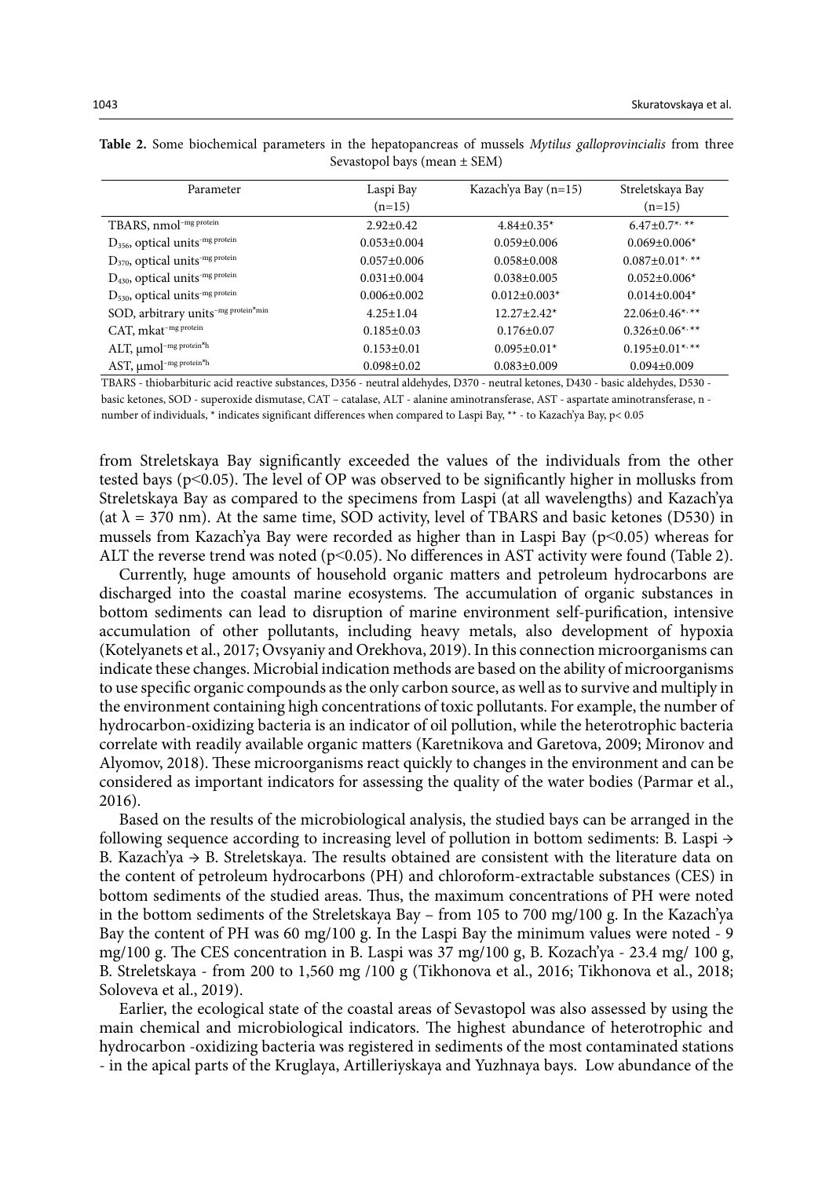**Table 2.** Some biochemical parameters in the hepatopancreas of mussels *Mytilus galloprovincialis* from three Sevastopol bays (mean ± SEM)

| Parameter | Laspi Bay (n=15) | Kazach'ya Bay (n=15) | Streletskaya Bay (n=15) |
|---|---|---|---|
| TBARS, nmol$^{-mg\ protein}$ | 2.92±0.42 | 4.84±0.35* | 6.47±0.7*, ** |
| $D_{356}$, optical units$^{-mg\ protein}$ | 0.053±0.004 | 0.059±0.006 | 0.069±0.006* |
| $D_{370}$, optical units$^{-mg\ protein}$ | 0.057±0.006 | 0.058±0.008 | 0.087±0.01*, ** |
| $D_{430}$, optical units$^{-mg\ protein}$ | 0.031±0.004 | 0.038±0.005 | 0.052±0.006* |
| $D_{530}$, optical units$^{-mg\ protein}$ | 0.006±0.002 | 0.012±0.003* | 0.014±0.004* |
| SOD, arbitrary units$^{-mg\ protein*min}$ | 4.25±1.04 | 12.27±2.42* | 22.06±0.46*, ** |
| CAT, mkat$^{-mg\ protein}$ | 0.185±0.03 | 0.176±0.07 | 0.326±0.06*, ** |
| ALT, µmol$^{-mg\ protein*h}$ | 0.153±0.01 | 0.095±0.01* | 0.195±0.01*, ** |
| AST, µmol$^{-mg\ protein*h}$ | 0.098±0.02 | 0.083±0.009 | 0.094±0.009 |

TBARS - thiobarbituric acid reactive substances, D356 - neutral aldehydes, D370 - neutral ketones, D430 - basic aldehydes, D530 - basic ketones, SOD - superoxide dismutase, CAT – catalase, ALT - alanine aminotransferase, AST - aspartate aminotransferase, n - number of individuals, * indicates significant differences when compared to Laspi Bay, ** - to Kazach'ya Bay, p< 0.05

from Streletskaya Bay significantly exceeded the values of the individuals from the other tested bays ($p<0.05$). The level of OP was observed to be significantly higher in mollusks from Streletskaya Bay as compared to the specimens from Laspi (at all wavelengths) and Kazach'ya (at $\lambda$ = 370 nm). At the same time, SOD activity, level of TBARS and basic ketones (D530) in mussels from Kazach'ya Bay were recorded as higher than in Laspi Bay ($p<0.05$) whereas for ALT the reverse trend was noted ($p<0.05$). No differences in AST activity were found (Table 2).

Currently, huge amounts of household organic matters and petroleum hydrocarbons are discharged into the coastal marine ecosystems. The accumulation of organic substances in bottom sediments can lead to disruption of marine environment self-purification, intensive accumulation of other pollutants, including heavy metals, also development of hypoxia (Kotelyanets et al., 2017; Ovsyaniy and Orekhova, 2019). In this connection microorganisms can indicate these changes. Microbial indication methods are based on the ability of microorganisms to use specific organic compounds as the only carbon source, as well as to survive and multiply in the environment containing high concentrations of toxic pollutants. For example, the number of hydrocarbon-oxidizing bacteria is an indicator of oil pollution, while the heterotrophic bacteria correlate with readily available organic matters (Karetnikova and Garetova, 2009; Mironov and Alyomov, 2018). These microorganisms react quickly to changes in the environment and can be considered as important indicators for assessing the quality of the water bodies (Parmar et al., 2016).

Based on the results of the microbiological analysis, the studied bays can be arranged in the following sequence according to increasing level of pollution in bottom sediments: B. Laspi → B. Kazach'ya → B. Streletskaya. The results obtained are consistent with the literature data on the content of petroleum hydrocarbons (PH) and chloroform-extractable substances (CES) in bottom sediments of the studied areas. Thus, the maximum concentrations of PH were noted in the bottom sediments of the Streletskaya Bay – from 105 to 700 mg/100 g. In the Kazach'ya Bay the content of PH was 60 mg/100 g. In the Laspi Bay the minimum values were noted - 9 mg/100 g. The CES concentration in B. Laspi was 37 mg/100 g, B. Kozach'ya - 23.4 mg/ 100 g, B. Streletskaya - from 200 to 1,560 mg /100 g (Tikhonova et al., 2016; Tikhonova et al., 2018; Soloveva et al., 2019).

Earlier, the ecological state of the coastal areas of Sevastopol was also assessed by using the main chemical and microbiological indicators. The highest abundance of heterotrophic and hydrocarbon -oxidizing bacteria was registered in sediments of the most contaminated stations - in the apical parts of the Kruglaya, Artilleriyskaya and Yuzhnaya bays. Low abundance of the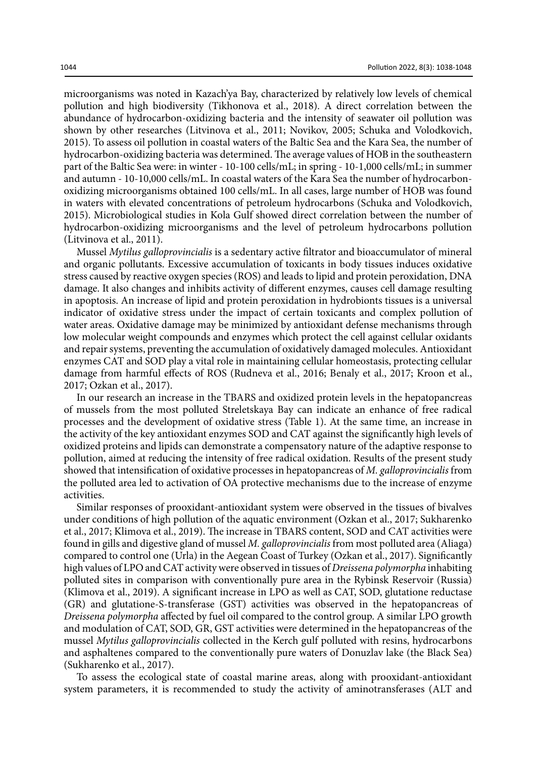microorganisms was noted in Kazach'ya Bay, characterized by relatively low levels of chemical pollution and high biodiversity (Tikhonova et al., 2018). A direct correlation between the abundance of hydrocarbon-oxidizing bacteria and the intensity of seawater oil pollution was shown by other researches (Litvinova et al., 2011; Novikov, 2005; Schuka and Volodkovich, 2015). To assess oil pollution in coastal waters of the Baltic Sea and the Kara Sea, the number of hydrocarbon-oxidizing bacteria was determined. The average values of HOB in the southeastern part of the Baltic Sea were: in winter - 10-100 cells/mL; in spring - 10-1,000 cells/mL; in summer and autumn - 10-10,000 cells/mL. In coastal waters of the Kara Sea the number of hydrocarbon-oxidizing microorganisms obtained 100 cells/mL. In all cases, large number of HOB was found in waters with elevated concentrations of petroleum hydrocarbons (Schuka and Volodkovich, 2015). Microbiological studies in Kola Gulf showed direct correlation between the number of hydrocarbon-oxidizing microorganisms and the level of petroleum hydrocarbons pollution (Litvinova et al., 2011).

Mussel *Mytilus galloprovincialis* is a sedentary active filtrator and bioaccumulator of mineral and organic pollutants. Excessive accumulation of toxicants in body tissues induces oxidative stress caused by reactive oxygen species (ROS) and leads to lipid and protein peroxidation, DNA damage. It also changes and inhibits activity of different enzymes, causes cell damage resulting in apoptosis. An increase of lipid and protein peroxidation in hydrobionts tissues is a universal indicator of oxidative stress under the impact of certain toxicants and complex pollution of water areas. Oxidative damage may be minimized by antioxidant defense mechanisms through low molecular weight compounds and enzymes which protect the cell against cellular oxidants and repair systems, preventing the accumulation of oxidatively damaged molecules. Antioxidant enzymes CAT and SOD play a vital role in maintaining cellular homeostasis, protecting cellular damage from harmful effects of ROS (Rudneva et al., 2016; Benaly et al., 2017; Kroon et al., 2017; Ozkan et al., 2017).

In our research an increase in the TBARS and oxidized protein levels in the hepatopancreas of mussels from the most polluted Streletskaya Bay can indicate an enhance of free radical processes and the development of oxidative stress (Table 1). At the same time, an increase in the activity of the key antioxidant enzymes SOD and CAT against the significantly high levels of oxidized proteins and lipids can demonstrate a compensatory nature of the adaptive response to pollution, aimed at reducing the intensity of free radical oxidation. Results of the present study showed that intensification of oxidative processes in hepatopancreas of *M. galloprovincialis* from the polluted area led to activation of OA protective mechanisms due to the increase of enzyme activities.

Similar responses of prooxidant-antioxidant system were observed in the tissues of bivalves under conditions of high pollution of the aquatic environment (Ozkan et al., 2017; Sukharenko et al., 2017; Klimova et al., 2019). The increase in TBARS content, SOD and CAT activities were found in gills and digestive gland of mussel *M. galloprovincialis* from most polluted area (Aliaga) compared to control one (Urla) in the Aegean Coast of Turkey (Ozkan et al., 2017). Significantly high values of LPO and CAT activity were observed in tissues of *Dreissena polymorpha* inhabiting polluted sites in comparison with conventionally pure area in the Rybinsk Reservoir (Russia) (Klimova et al., 2019). A significant increase in LPO as well as CAT, SOD, glutatione reductase (GR) and glutatione-S-transferase (GST) activities was observed in the hepatopancreas of *Dreissena polymorpha* affected by fuel oil compared to the control group. A similar LPO growth and modulation of CAT, SOD, GR, GST activities were determined in the hepatopancreas of the mussel *Mytilus galloprovincialis* collected in the Kerch gulf polluted with resins, hydrocarbons and asphaltenes compared to the conventionally pure waters of Donuzlav lake (the Black Sea) (Sukharenko et al., 2017).

To assess the ecological state of coastal marine areas, along with prooxidant-antioxidant system parameters, it is recommended to study the activity of aminotransferases (ALT and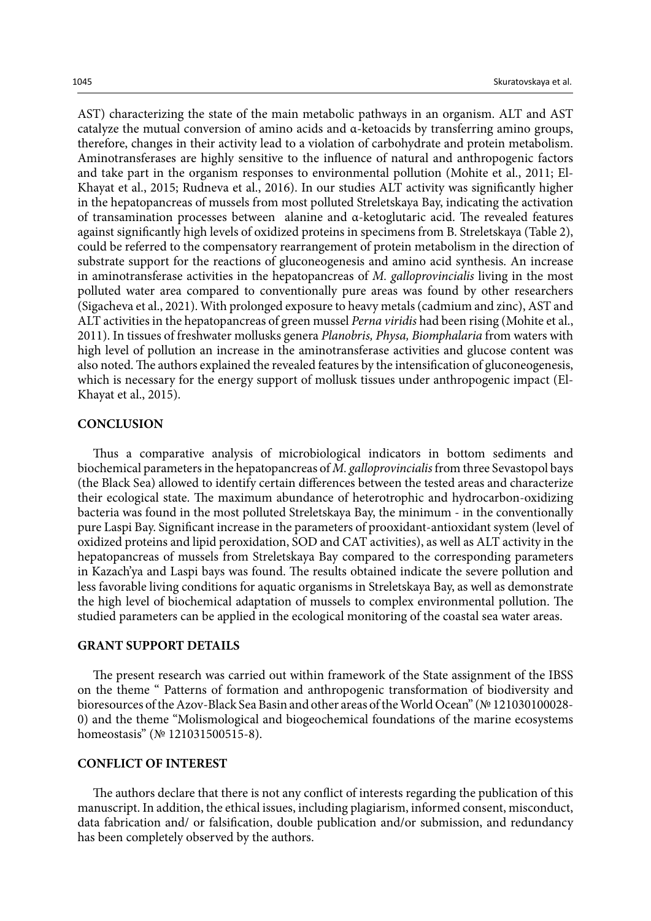AST) characterizing the state of the main metabolic pathways in an organism. ALT and AST catalyze the mutual conversion of amino acids and α-ketoacids by transferring amino groups, therefore, changes in their activity lead to a violation of carbohydrate and protein metabolism. Aminotransferases are highly sensitive to the influence of natural and anthropogenic factors and take part in the organism responses to environmental pollution (Mohite et al., 2011; El-Khayat et al., 2015; Rudneva et al., 2016). In our studies ALT activity was significantly higher in the hepatopancreas of mussels from most polluted Streletskaya Bay, indicating the activation of transamination processes between alanine and α-ketoglutaric acid. The revealed features against significantly high levels of oxidized proteins in specimens from B. Streletskaya (Table 2), could be referred to the compensatory rearrangement of protein metabolism in the direction of substrate support for the reactions of gluconeogenesis and amino acid synthesis. An increase in aminotransferase activities in the hepatopancreas of *M. galloprovincialis* living in the most polluted water area compared to conventionally pure areas was found by other researchers (Sigacheva et al., 2021). With prolonged exposure to heavy metals (cadmium and zinc), AST and ALT activities in the hepatopancreas of green mussel *Perna viridis* had been rising (Mohite et al., 2011). In tissues of freshwater mollusks genera *Planobris, Physa, Biomphalaria* from waters with high level of pollution an increase in the aminotransferase activities and glucose content was also noted. The authors explained the revealed features by the intensification of gluconeogenesis, which is necessary for the energy support of mollusk tissues under anthropogenic impact (El-Khayat et al., 2015).

## CONCLUSION

Thus a comparative analysis of microbiological indicators in bottom sediments and biochemical parameters in the hepatopancreas of *M. galloprovincialis* from three Sevastopol bays (the Black Sea) allowed to identify certain differences between the tested areas and characterize their ecological state. The maximum abundance of heterotrophic and hydrocarbon-oxidizing bacteria was found in the most polluted Streletskaya Bay, the minimum - in the conventionally pure Laspi Bay. Significant increase in the parameters of prooxidant-antioxidant system (level of oxidized proteins and lipid peroxidation, SOD and CAT activities), as well as ALT activity in the hepatopancreas of mussels from Streletskaya Bay compared to the corresponding parameters in Kazach'ya and Laspi bays was found. The results obtained indicate the severe pollution and less favorable living conditions for aquatic organisms in Streletskaya Bay, as well as demonstrate the high level of biochemical adaptation of mussels to complex environmental pollution. The studied parameters can be applied in the ecological monitoring of the coastal sea water areas.

## GRANT SUPPORT DETAILS

The present research was carried out within framework of the State assignment of the IBSS on the theme " Patterns of formation and anthropogenic transformation of biodiversity and bioresources of the Azov-Black Sea Basin and other areas of the World Ocean" (№ 121030100028-0) and the theme "Molismological and biogeochemical foundations of the marine ecosystems homeostasis" (№ 121031500515-8).

## CONFLICT OF INTEREST

The authors declare that there is not any conflict of interests regarding the publication of this manuscript. In addition, the ethical issues, including plagiarism, informed consent, misconduct, data fabrication and/ or falsification, double publication and/or submission, and redundancy has been completely observed by the authors.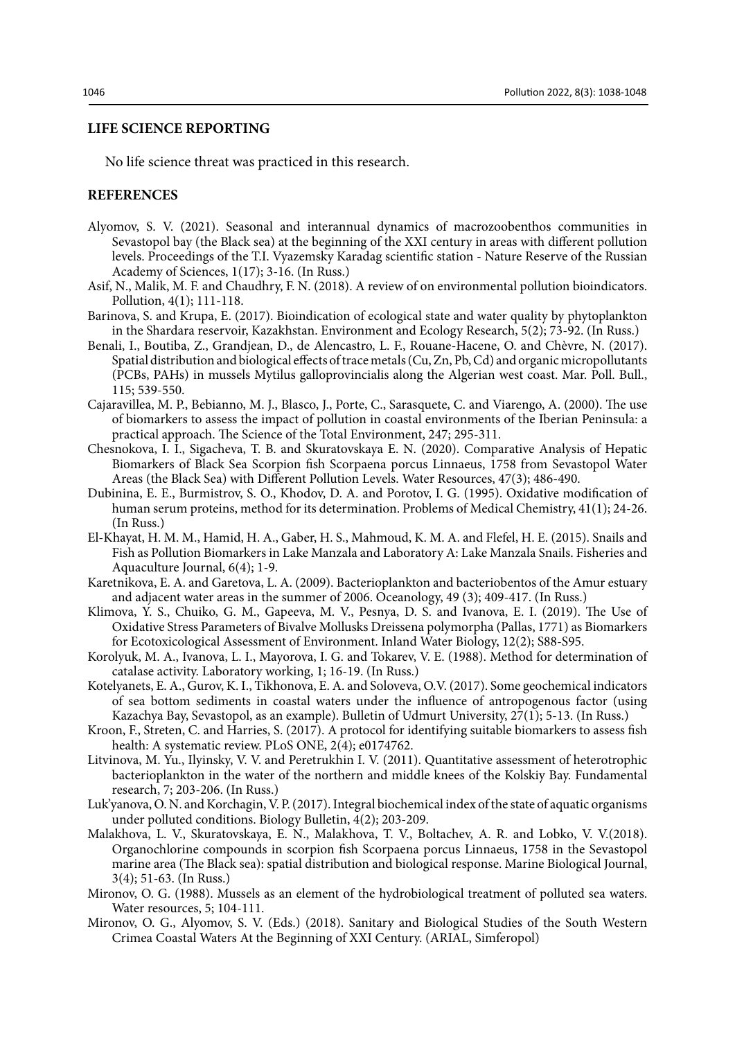## LIFE SCIENCE REPORTING

No life science threat was practiced in this research.

## REFERENCES

Alyomov, S. V. (2021). Seasonal and interannual dynamics of macrozoobenthos communities in Sevastopol bay (the Black sea) at the beginning of the XXI century in areas with different pollution levels. Proceedings of the T.I. Vyazemsky Karadag scientific station - Nature Reserve of the Russian Academy of Sciences, 1(17); 3-16. (In Russ.)

Asif, N., Malik, M. F. and Chaudhry, F. N. (2018). A review of on environmental pollution bioindicators. Pollution, 4(1); 111-118.

Barinova, S. and Krupa, E. (2017). Bioindication of ecological state and water quality by phytoplankton in the Shardara reservoir, Kazakhstan. Environment and Ecology Research, 5(2); 73-92. (In Russ.)

Benali, I., Boutiba, Z., Grandjean, D., de Alencastro, L. F., Rouane-Hacene, O. and Chèvre, N. (2017). Spatial distribution and biological effects of trace metals (Cu, Zn, Pb, Cd) and organic micropollutants (PCBs, PAHs) in mussels Mytilus galloprovincialis along the Algerian west coast. Mar. Poll. Bull., 115; 539-550.

Cajaravillea, M. P., Bebianno, M. J., Blasco, J., Porte, C., Sarasquete, C. and Viarengo, A. (2000). The use of biomarkers to assess the impact of pollution in coastal environments of the Iberian Peninsula: a practical approach. The Science of the Total Environment, 247; 295-311.

Chesnokova, I. I., Sigacheva, T. B. and Skuratovskaya E. N. (2020). Comparative Analysis of Hepatic Biomarkers of Black Sea Scorpion fish Scorpaena porcus Linnaeus, 1758 from Sevastopol Water Areas (the Black Sea) with Different Pollution Levels. Water Resources, 47(3); 486-490.

Dubinina, E. E., Burmistrov, S. O., Khodov, D. A. and Porotov, I. G. (1995). Oxidative modification of human serum proteins, method for its determination. Problems of Medical Chemistry, 41(1); 24-26. (In Russ.)

El-Khayat, H. M. M., Hamid, H. A., Gaber, H. S., Mahmoud, K. M. A. and Flefel, H. E. (2015). Snails and Fish as Pollution Biomarkers in Lake Manzala and Laboratory A: Lake Manzala Snails. Fisheries and Aquaculture Journal, 6(4); 1-9.

Karetnikova, E. A. and Garetova, L. A. (2009). Bacterioplankton and bacteriobentos of the Amur estuary and adjacent water areas in the summer of 2006. Oceanology, 49 (3); 409-417. (In Russ.)

Klimova, Y. S., Chuiko, G. M., Gapeeva, M. V., Pesnya, D. S. and Ivanova, E. I. (2019). The Use of Oxidative Stress Parameters of Bivalve Mollusks Dreissena polymorpha (Pallas, 1771) as Biomarkers for Ecotoxicological Assessment of Environment. Inland Water Biology, 12(2); S88-S95.

Korolyuk, M. A., Ivanova, L. I., Mayorova, I. G. and Tokarev, V. E. (1988). Method for determination of catalase activity. Laboratory working, 1; 16-19. (In Russ.)

Kotelyanets, E. A., Gurov, K. I., Tikhonova, E. A. and Soloveva, O.V. (2017). Some geochemical indicators of sea bottom sediments in coastal waters under the influence of antropogenous factor (using Kazachya Bay, Sevastopol, as an example). Bulletin of Udmurt University, 27(1); 5-13. (In Russ.)

Kroon, F., Streten, C. and Harries, S. (2017). A protocol for identifying suitable biomarkers to assess fish health: A systematic review. PLoS ONE, 2(4); e0174762.

Litvinova, M. Yu., Ilyinsky, V. V. and Peretrukhin I. V. (2011). Quantitative assessment of heterotrophic bacterioplankton in the water of the northern and middle knees of the Kolskiy Bay. Fundamental research, 7; 203-206. (In Russ.)

Luk'yanova, O. N. and Korchagin, V. P. (2017). Integral biochemical index of the state of aquatic organisms under polluted conditions. Biology Bulletin, 4(2); 203-209.

Malakhova, L. V., Skuratovskaya, E. N., Malakhova, T. V., Boltachev, A. R. and Lobko, V. V.(2018). Organochlorine compounds in scorpion fish Scorpaena porcus Linnaeus, 1758 in the Sevastopol marine area (The Black sea): spatial distribution and biological response. Marine Biological Journal, 3(4); 51-63. (In Russ.)

Mironov, O. G. (1988). Mussels as an element of the hydrobiological treatment of polluted sea waters. Water resources, 5; 104-111.

Mironov, O. G., Alyomov, S. V. (Eds.) (2018). Sanitary and Biological Studies of the South Western Crimea Coastal Waters At the Beginning of XXI Century. (ARIAL, Simferopol)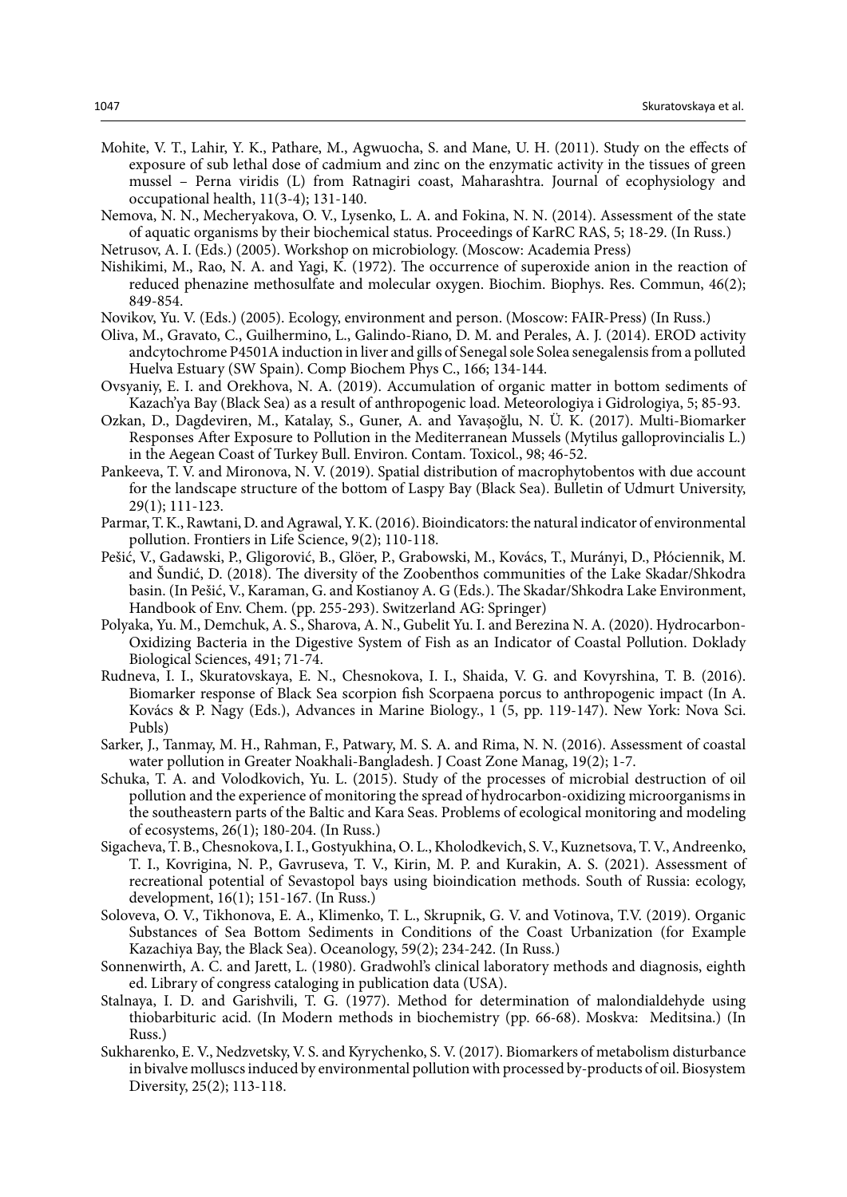Mohite, V. T., Lahir, Y. K., Pathare, M., Agwuocha, S. and Mane, U. H. (2011). Study on the effects of exposure of sub lethal dose of cadmium and zinc on the enzymatic activity in the tissues of green mussel – Perna viridis (L) from Ratnagiri coast, Maharashtra. Journal of ecophysiology and occupational health, 11(3-4); 131-140.

Nemova, N. N., Mecheryakova, O. V., Lysenko, L. A. and Fokina, N. N. (2014). Assessment of the state of aquatic organisms by their biochemical status. Proceedings of KarRC RAS, 5; 18-29. (In Russ.)

Netrusov, A. I. (Eds.) (2005). Workshop on microbiology. (Moscow: Academia Press)

Nishikimi, M., Rao, N. A. and Yagi, K. (1972). The occurrence of superoxide anion in the reaction of reduced phenazine methosulfate and molecular oxygen. Biochim. Biophys. Res. Commun, 46(2); 849-854.

Novikov, Yu. V. (Eds.) (2005). Ecology, environment and person. (Moscow: FAIR-Press) (In Russ.)

Oliva, M., Gravato, C., Guilhermino, L., Galindo-Riano, D. M. and Perales, A. J. (2014). EROD activity andcytochrome P4501A induction in liver and gills of Senegal sole Solea senegalensis from a polluted Huelva Estuary (SW Spain). Comp Biochem Phys C., 166; 134-144.

Ovsyaniy, E. I. and Orekhova, N. A. (2019). Accumulation of organic matter in bottom sediments of Kazach'ya Bay (Black Sea) as a result of anthropogenic load. Meteorologiya i Gidrologiya, 5; 85-93.

Ozkan, D., Dagdeviren, M., Katalay, S., Guner, A. and Yavaşoğlu, N. Ü. K. (2017). Multi-Biomarker Responses After Exposure to Pollution in the Mediterranean Mussels (Mytilus galloprovincialis L.) in the Aegean Coast of Turkey Bull. Environ. Contam. Toxicol., 98; 46-52.

Pankeeva, T. V. and Mironova, N. V. (2019). Spatial distribution of macrophytobentos with due account for the landscape structure of the bottom of Laspy Bay (Black Sea). Bulletin of Udmurt University, 29(1); 111-123.

Parmar, T. K., Rawtani, D. and Agrawal, Y. K. (2016). Bioindicators: the natural indicator of environmental pollution. Frontiers in Life Science, 9(2); 110-118.

Pešić, V., Gadawski, P., Gligorović, B., Glöer, P., Grabowski, M., Kovács, T., Murányi, D., Płóciennik, M. and Šundić, D. (2018). The diversity of the Zoobenthos communities of the Lake Skadar/Shkodra basin. (In Pešić, V., Karaman, G. and Kostianoy A. G (Eds.). The Skadar/Shkodra Lake Environment, Handbook of Env. Chem. (pp. 255-293). Switzerland AG: Springer)

Polyaka, Yu. M., Demchuk, A. S., Sharova, A. N., Gubelit Yu. I. and Berezina N. A. (2020). Hydrocarbon-Oxidizing Bacteria in the Digestive System of Fish as an Indicator of Coastal Pollution. Doklady Biological Sciences, 491; 71-74.

Rudneva, I. I., Skuratovskaya, E. N., Chesnokova, I. I., Shaida, V. G. and Kovyrshina, T. B. (2016). Biomarker response of Black Sea scorpion fish Scorpaena porcus to anthropogenic impact (In A. Kovács & P. Nagy (Eds.), Advances in Marine Biology., 1 (5, pp. 119-147). New York: Nova Sci. Publs)

Sarker, J., Tanmay, M. H., Rahman, F., Patwary, M. S. A. and Rima, N. N. (2016). Assessment of coastal water pollution in Greater Noakhali-Bangladesh. J Coast Zone Manag, 19(2); 1-7.

Schuka, T. A. and Volodkovich, Yu. L. (2015). Study of the processes of microbial destruction of oil pollution and the experience of monitoring the spread of hydrocarbon-oxidizing microorganisms in the southeastern parts of the Baltic and Kara Seas. Problems of ecological monitoring and modeling of ecosystems, 26(1); 180-204. (In Russ.)

Sigacheva, T. B., Chesnokova, I. I., Gostyukhina, O. L., Kholodkevich, S. V., Kuznetsova, T. V., Andreenko, T. I., Kovrigina, N. P., Gavruseva, T. V., Kirin, M. P. and Kurakin, A. S. (2021). Assessment of recreational potential of Sevastopol bays using bioindication methods. South of Russia: ecology, development, 16(1); 151-167. (In Russ.)

Soloveva, O. V., Tikhonova, E. A., Klimenko, T. L., Skrupnik, G. V. and Votinova, T.V. (2019). Organic Substances of Sea Bottom Sediments in Conditions of the Coast Urbanization (for Example Kazachiya Bay, the Black Sea). Oceanology, 59(2); 234-242. (In Russ.)

Sonnenwirth, A. C. and Jarett, L. (1980). Gradwohl's clinical laboratory methods and diagnosis, eighth ed. Library of congress cataloging in publication data (USA).

Stalnaya, I. D. and Garishvili, T. G. (1977). Method for determination of malondialdehyde using thiobarbituric acid. (In Modern methods in biochemistry (pp. 66-68). Moskva: Meditsina.) (In Russ.)

Sukharenko, E. V., Nedzvetsky, V. S. and Kyrychenko, S. V. (2017). Biomarkers of metabolism disturbance in bivalve molluscs induced by environmental pollution with processed by-products of oil. Biosystem Diversity, 25(2); 113-118.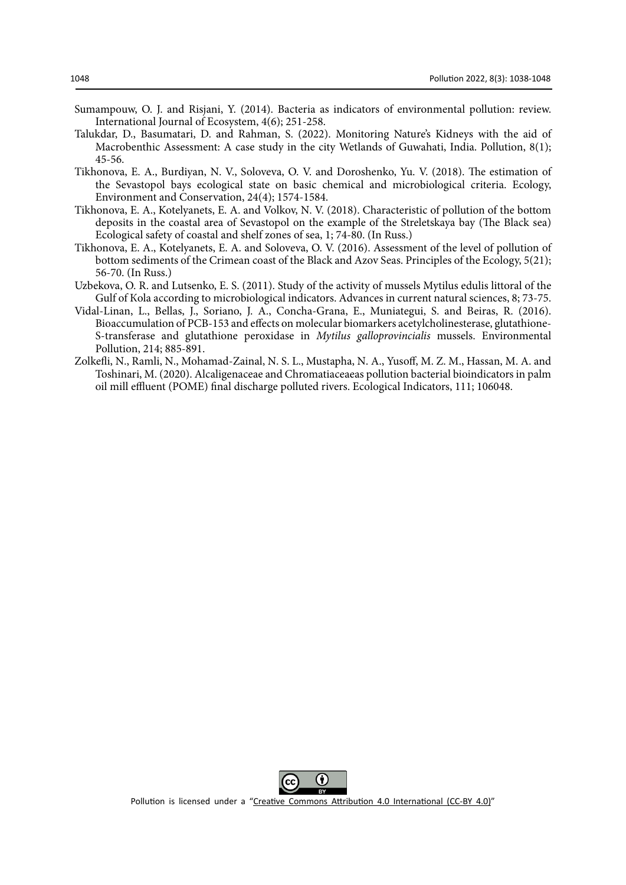Sumampouw, O. J. and Risjani, Y. (2014). Bacteria as indicators of environmental pollution: review. International Journal of Ecosystem, 4(6); 251-258.

Talukdar, D., Basumatari, D. and Rahman, S. (2022). Monitoring Nature's Kidneys with the aid of Macrobenthic Assessment: A case study in the city Wetlands of Guwahati, India. Pollution, 8(1); 45-56.

Tikhonova, E. A., Burdiyan, N. V., Soloveva, O. V. and Doroshenko, Yu. V. (2018). The estimation of the Sevastopol bays ecological state on basic chemical and microbiological criteria. Ecology, Environment and Conservation, 24(4); 1574-1584.

Tikhonova, E. A., Kotelyanets, E. A. and Volkov, N. V. (2018). Characteristic of pollution of the bottom deposits in the coastal area of Sevastopol on the example of the Streletskaya bay (The Black sea) Ecological safety of coastal and shelf zones of sea, 1; 74-80. (In Russ.)

Tikhonova, E. A., Kotelyanets, E. A. and Soloveva, O. V. (2016). Assessment of the level of pollution of bottom sediments of the Crimean coast of the Black and Azov Seas. Principles of the Ecology, 5(21); 56-70. (In Russ.)

Uzbekova, O. R. and Lutsenko, E. S. (2011). Study of the activity of mussels Mytilus edulis littoral of the Gulf of Kola according to microbiological indicators. Advances in current natural sciences, 8; 73-75.

Vidal-Linan, L., Bellas, J., Soriano, J. A., Concha-Grana, E., Muniategui, S. and Beiras, R. (2016). Bioaccumulation of PCB-153 and effects on molecular biomarkers acetylcholinesterase, glutathione-S-transferase and glutathione peroxidase in *Mytilus galloprovincialis* mussels. Environmental Pollution, 214; 885-891.

Zolkefli, N., Ramli, N., Mohamad-Zainal, N. S. L., Mustapha, N. A., Yusoff, M. Z. M., Hassan, M. A. and Toshinari, M. (2020). Alcaligenaceae and Chromatiaceaeas pollution bacterial bioindicators in palm oil mill effluent (POME) final discharge polluted rivers. Ecological Indicators, 111; 106048.

Pollution is licensed under a "Creative Commons Attribution 4.0 International (CC-BY 4.0)"